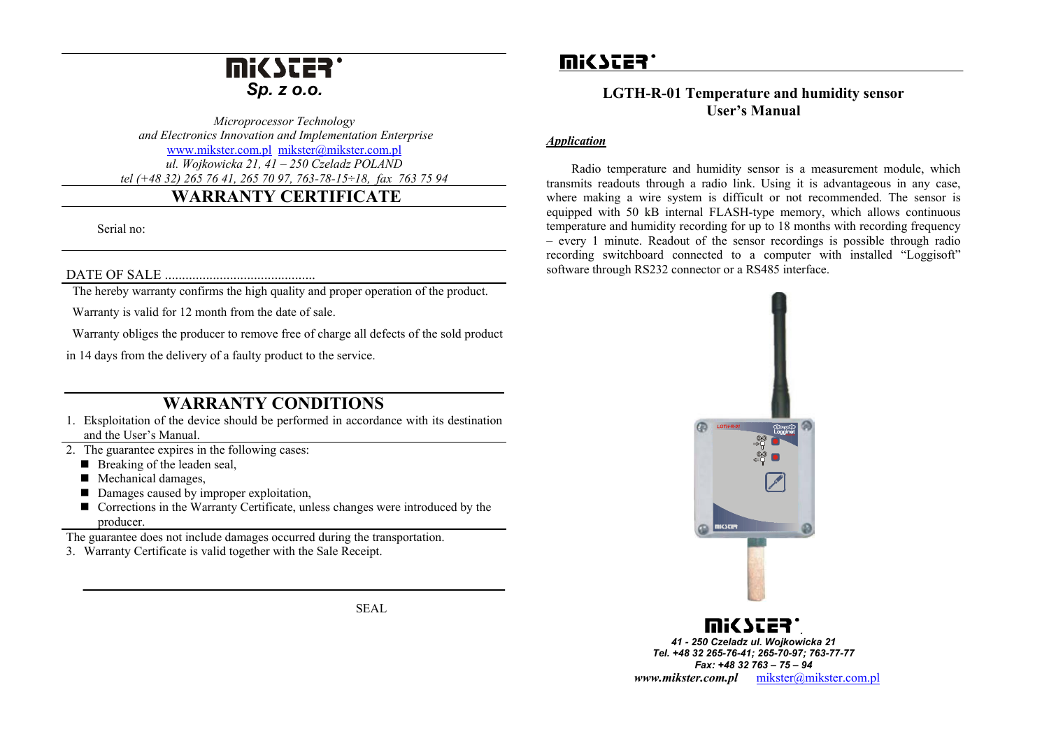# MIKSTER Sp. z o.o.

*Microprocessor Technology*
*and Electronics Innovation and Implementation Enterprise*
www.mikster.com.pl mikster@mikster.com.pl
*ul. Wojkowicka 21, 41 – 250 Czeladz POLAND*
*tel (+48 32) 265 76 41, 265 70 97, 763-78-15÷18, fax 763 75 94*

## WARRANTY CERTIFICATE

Serial no:

DATE OF SALE ............................................

The hereby warranty confirms the high quality and proper operation of the product.

Warranty is valid for 12 month from the date of sale.

Warranty obliges the producer to remove free of charge all defects of the sold product in 14 days from the delivery of a faulty product to the service.

## WARRANTY CONDITIONS

1. Eksploitation of the device should be performed in accordance with its destination and the User's Manual.
2. The guarantee expires in the following cases:
   - Breaking of the leaden seal,
   - Mechanical damages,
   - Damages caused by improper exploitation,
   - Corrections in the Warranty Certificate, unless changes were introduced by the producer.

The guarantee does not include damages occurred during the transportation.

3. Warranty Certificate is valid together with the Sale Receipt.

SEAL

# LGTH-R-01 Temperature and humidity sensor User's Manual

### *Application*

Radio temperature and humidity sensor is a measurement module, which transmits readouts through a radio link. Using it is advantageous in any case, where making a wire system is difficult or not recommended. The sensor is equipped with 50 kB internal FLASH-type memory, which allows continuous temperature and humidity recording for up to 18 months with recording frequency – every 1 minute. Readout of the sensor recordings is possible through radio recording switchboard connected to a computer with installed "Loggisoft" software through RS232 connector or a RS485 interface.

**MIKSTER**
***41 - 250 Czeladz ul. Wojkowicka 21***
***Tel. +48 32 265-76-41; 265-70-97; 763-77-77***
***Fax: +48 32 763 – 75 – 94***
***www.mikster.com.pl*** mikster@mikster.com.pl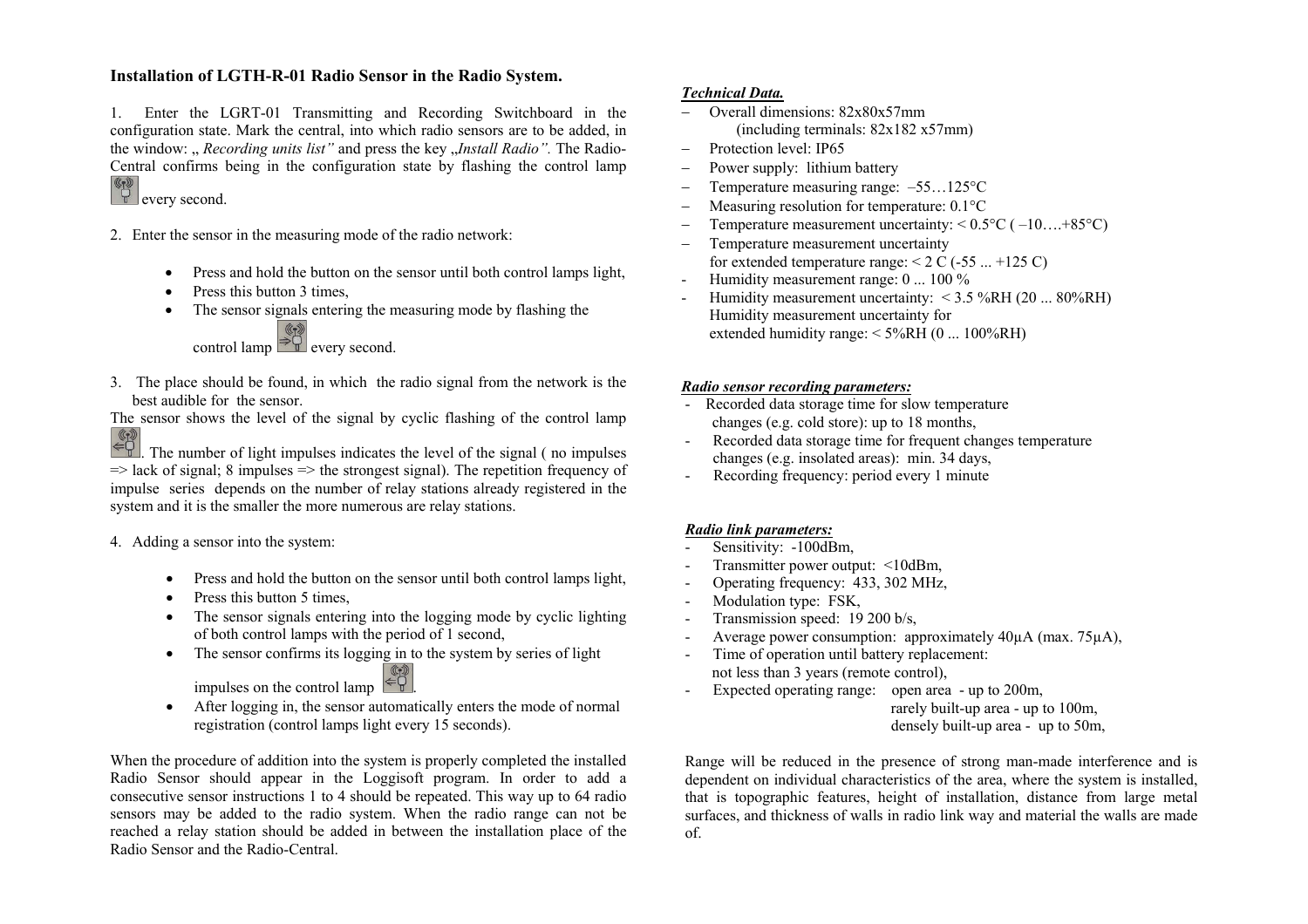## Installation of LGTH-R-01 Radio Sensor in the Radio System.

1. Enter the LGRT-01 Transmitting and Recording Switchboard in the configuration state. Mark the central, into which radio sensors are to be added, in the window: „ *Recording units list"* and press the key „*Install Radio".* The Radio-Central confirms being in the configuration state by flashing the control lamp every second.

2. Enter the sensor in the measuring mode of the radio network:

   - Press and hold the button on the sensor until both control lamps light,
   - Press this button 3 times,
   - The sensor signals entering the measuring mode by flashing the control lamp every second.

3. The place should be found, in which the radio signal from the network is the best audible for the sensor.

The sensor shows the level of the signal by cyclic flashing of the control lamp . The number of light impulses indicates the level of the signal ( no impulses => lack of signal; 8 impulses => the strongest signal). The repetition frequency of impulse series depends on the number of relay stations already registered in the system and it is the smaller the more numerous are relay stations.

4. Adding a sensor into the system:

   - Press and hold the button on the sensor until both control lamps light,
   - Press this button 5 times,
   - The sensor signals entering into the logging mode by cyclic lighting of both control lamps with the period of 1 second,
   - The sensor confirms its logging in to the system by series of light impulses on the control lamp .
   - After logging in, the sensor automatically enters the mode of normal registration (control lamps light every 15 seconds).

When the procedure of addition into the system is properly completed the installed Radio Sensor should appear in the Loggisoft program. In order to add a consecutive sensor instructions 1 to 4 should be repeated. This way up to 64 radio sensors may be added to the radio system. When the radio range can not be reached a relay station should be added in between the installation place of the Radio Sensor and the Radio-Central.

***Technical Data.***

- Overall dimensions: 82x80x57mm (including terminals: 82x182 x57mm)
- Protection level: IP65
- Power supply: lithium battery
- Temperature measuring range: –55…125°C
- Measuring resolution for temperature: 0.1°C
- Temperature measurement uncertainty: < 0.5°C ( –10….+85°C)
- Temperature measurement uncertainty for extended temperature range: < 2 C (-55 ... +125 C)
- Humidity measurement range: 0 ... 100 %
- Humidity measurement uncertainty: < 3.5 %RH (20 ... 80%RH) Humidity measurement uncertainty for extended humidity range: < 5%RH (0 ... 100%RH)

***Radio sensor recording parameters:***

- Recorded data storage time for slow temperature changes (e.g. cold store): up to 18 months,
- Recorded data storage time for frequent changes temperature changes (e.g. insolated areas): min. 34 days,
- Recording frequency: period every 1 minute

***Radio link parameters:***

- Sensitivity: -100dBm,
- Transmitter power output: <10dBm,
- Operating frequency: 433, 302 MHz,
- Modulation type: FSK,
- Transmission speed: 19 200 b/s,
- Average power consumption: approximately 40µA (max. 75µA),
- Time of operation until battery replacement: not less than 3 years (remote control),
- Expected operating range: open area - up to 200m, rarely built-up area - up to 100m, densely built-up area - up to 50m,

Range will be reduced in the presence of strong man-made interference and is dependent on individual characteristics of the area, where the system is installed, that is topographic features, height of installation, distance from large metal surfaces, and thickness of walls in radio link way and material the walls are made of.